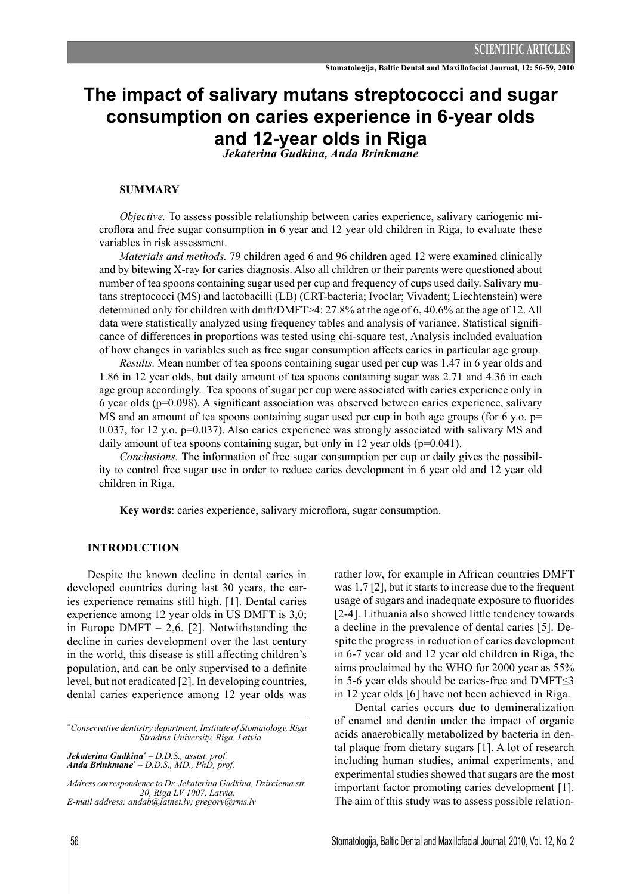# The impact of salivary mutans streptococci and sugar consumption on caries experience in 6-year olds and 12-year olds in Riga

*Jekaterina Gudkina, Anda Brinkmane*

## SUMMARY

*Objective.* To assess possible relationship between caries experience, salivary cariogenic microflora and free sugar consumption in 6 year and 12 year old children in Riga, to evaluate these variables in risk assessment.

*Materials and methods.* 79 children aged 6 and 96 children aged 12 were examined clinically and by bitewing X-ray for caries diagnosis. Also all children or their parents were questioned about number of tea spoons containing sugar used per cup and frequency of cups used daily. Salivary mutans streptococci (MS) and lactobacilli (LB) (CRT-bacteria; Ivoclar; Vivadent; Liechtenstein) were determined only for children with dmft/DMFT>4: 27.8% at the age of 6, 40.6% at the age of 12. All data were statistically analyzed using frequency tables and analysis of variance. Statistical significance of differences in proportions was tested using chi-square test, Analysis included evaluation of how changes in variables such as free sugar consumption affects caries in particular age group.

*Results.* Mean number of tea spoons containing sugar used per cup was 1.47 in 6 year olds and 1.86 in 12 year olds, but daily amount of tea spoons containing sugar was 2.71 and 4.36 in each age group accordingly. Tea spoons of sugar per cup were associated with caries experience only in 6 year olds (p=0.098). A significant association was observed between caries experience, salivary MS and an amount of tea spoons containing sugar used per cup in both age groups (for 6 y.o. p= 0.037, for 12 y.o. p=0.037). Also caries experience was strongly associated with salivary MS and daily amount of tea spoons containing sugar, but only in 12 year olds (p=0.041).

*Conclusions.* The information of free sugar consumption per cup or daily gives the possibility to control free sugar use in order to reduce caries development in 6 year old and 12 year old children in Riga.

**Key words**: caries experience, salivary microflora, sugar consumption.

## INTRODUCTION

Despite the known decline in dental caries in developed countries during last 30 years, the caries experience remains still high. [1]. Dental caries experience among 12 year olds in US DMFT is 3,0; in Europe DMFT – 2,6. [2]. Notwithstanding the decline in caries development over the last century in the world, this disease is still affecting children's population, and can be only supervised to a definite level, but not eradicated [2]. In developing countries, dental caries experience among 12 year olds was rather low, for example in African countries DMFT was 1,7 [2], but it starts to increase due to the frequent usage of sugars and inadequate exposure to fluorides [2-4]. Lithuania also showed little tendency towards a decline in the prevalence of dental caries [5]. Despite the progress in reduction of caries development in 6-7 year old and 12 year old children in Riga, the aims proclaimed by the WHO for 2000 year as 55% in 5-6 year olds should be caries-free and DMFT≤3 in 12 year olds [6] have not been achieved in Riga.

Dental caries occurs due to demineralization of enamel and dentin under the impact of organic acids anaerobically metabolized by bacteria in dental plaque from dietary sugars [1]. A lot of research including human studies, animal experiments, and experimental studies showed that sugars are the most important factor promoting caries development [1]. The aim of this study was to assess possible relation-

---

*Conservative dentistry department, Institute of Stomatology, Riga Stradins University, Riga, Latvia*

***Jekaterina Gudkina*** – *D.D.S., assist. prof.*
***Anda Brinkmane*** – *D.D.S., MD., PhD, prof.*

*Address correspondence to Dr. Jekaterina Gudkina, Dzirciema str. 20, Riga LV 1007, Latvia.*
*E-mail address: andab@latnet.lv; gregory@rms.lv*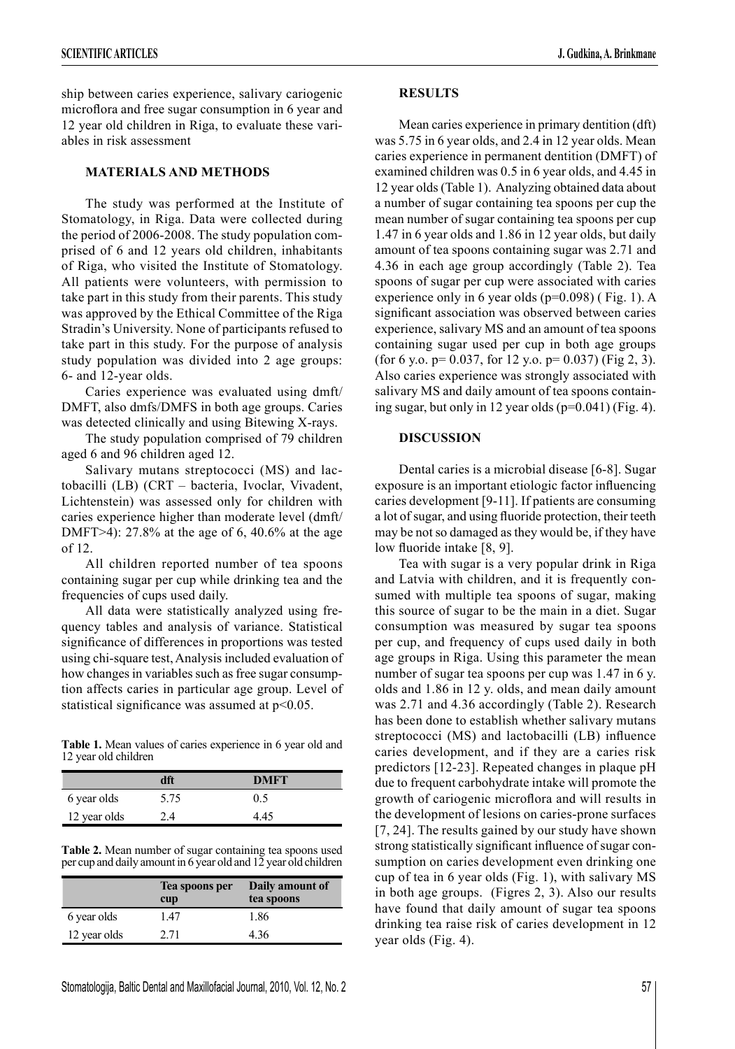ship between caries experience, salivary cariogenic microflora and free sugar consumption in 6 year and 12 year old children in Riga, to evaluate these variables in risk assessment

## MATERIALS AND METHODS

The study was performed at the Institute of Stomatology, in Riga. Data were collected during the period of 2006-2008. The study population comprised of 6 and 12 years old children, inhabitants of Riga, who visited the Institute of Stomatology. All patients were volunteers, with permission to take part in this study from their parents. This study was approved by the Ethical Committee of the Riga Stradin's University. None of participants refused to take part in this study. For the purpose of analysis study population was divided into 2 age groups: 6- and 12-year olds.

Caries experience was evaluated using dmft/DMFT, also dmfs/DMFS in both age groups. Caries was detected clinically and using Bitewing X-rays.

The study population comprised of 79 children aged 6 and 96 children aged 12.

Salivary mutans streptococci (MS) and lactobacilli (LB) (CRT – bacteria, Ivoclar, Vivadent, Lichtenstein) was assessed only for children with caries experience higher than moderate level (dmft/DMFT>4): 27.8% at the age of 6, 40.6% at the age of 12.

All children reported number of tea spoons containing sugar per cup while drinking tea and the frequencies of cups used daily.

All data were statistically analyzed using frequency tables and analysis of variance. Statistical significance of differences in proportions was tested using chi-square test, Analysis included evaluation of how changes in variables such as free sugar consumption affects caries in particular age group. Level of statistical significance was assumed at $p<0.05$.

**Table 1.** Mean values of caries experience in 6 year old and 12 year old children

| | dft | DMFT |
|---|---|---|
| 6 year olds | 5.75 | 0.5 |
| 12 year olds | 2.4 | 4.45 |

**Table 2.** Mean number of sugar containing tea spoons used per cup and daily amount in 6 year old and 12 year old children

| | Tea spoons per cup | Daily amount of tea spoons |
|---|---|---|
| 6 year olds | 1.47 | 1.86 |
| 12 year olds | 2.71 | 4.36 |

## RESULTS

Mean caries experience in primary dentition (dft) was 5.75 in 6 year olds, and 2.4 in 12 year olds. Mean caries experience in permanent dentition (DMFT) of examined children was 0.5 in 6 year olds, and 4.45 in 12 year olds (Table 1). Analyzing obtained data about a number of sugar containing tea spoons per cup the mean number of sugar containing tea spoons per cup 1.47 in 6 year olds and 1.86 in 12 year olds, but daily amount of tea spoons containing sugar was 2.71 and 4.36 in each age group accordingly (Table 2). Tea spoons of sugar per cup were associated with caries experience only in 6 year olds ($p=0.098$) ( Fig. 1). A significant association was observed between caries experience, salivary MS and an amount of tea spoons containing sugar used per cup in both age groups (for 6 y.o. $p= 0.037$, for 12 y.o. $p= 0.037$) (Fig 2, 3). Also caries experience was strongly associated with salivary MS and daily amount of tea spoons containing sugar, but only in 12 year olds ($p=0.041$) (Fig. 4).

## DISCUSSION

Dental caries is a microbial disease [6-8]. Sugar exposure is an important etiologic factor influencing caries development [9-11]. If patients are consuming a lot of sugar, and using fluoride protection, their teeth may be not so damaged as they would be, if they have low fluoride intake [8, 9].

Tea with sugar is a very popular drink in Riga and Latvia with children, and it is frequently consumed with multiple tea spoons of sugar, making this source of sugar to be the main in a diet. Sugar consumption was measured by sugar tea spoons per cup, and frequency of cups used daily in both age groups in Riga. Using this parameter the mean number of sugar tea spoons per cup was 1.47 in 6 y. olds and 1.86 in 12 y. olds, and mean daily amount was 2.71 and 4.36 accordingly (Table 2). Research has been done to establish whether salivary mutans streptococci (MS) and lactobacilli (LB) influence caries development, and if they are a caries risk predictors [12-23]. Repeated changes in plaque pH due to frequent carbohydrate intake will promote the growth of cariogenic microflora and will results in the development of lesions on caries-prone surfaces [7, 24]. The results gained by our study have shown strong statistically significant influence of sugar consumption on caries development even drinking one cup of tea in 6 year olds (Fig. 1), with salivary MS in both age groups. (Figres 2, 3). Also our results have found that daily amount of sugar tea spoons drinking tea raise risk of caries development in 12 year olds (Fig. 4).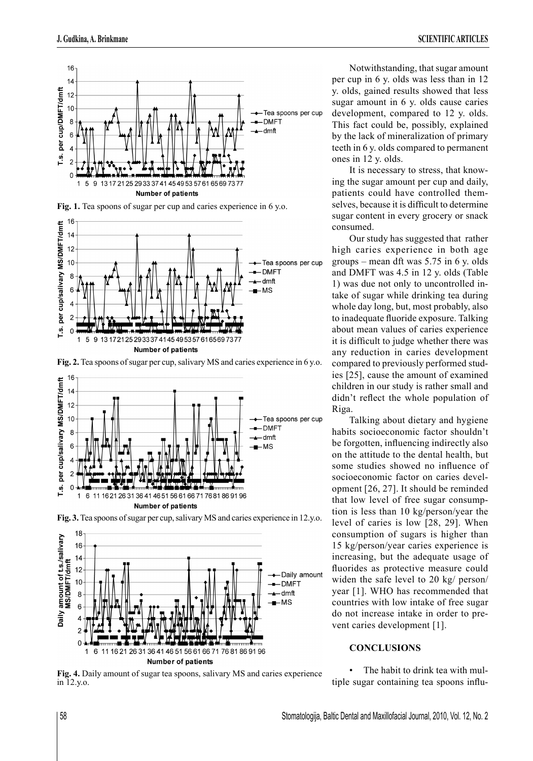16
14
12
10
8
6
4
2
0
T.s. per cup/DMFT/dmft
1 5 9 13 17 21 25 29 33 37 41 45 49 53 57 61 65 69 73 77
Number of patients
Tea spoons per cup
DMFT
dmft

**Fig. 1.** Tea spoons of sugar per cup and caries experience in 6 y.o.

16
14
12
10
8
6
4
2
0
T.s. per cup/salivary MS/DMFT/dmft
1 5 9 13 17 21 25 29 33 37 41 45 49 53 57 61 65 69 73 77
Number of patients
Tea spoons per cup
DMFT
dmft
MS

**Fig. 2.** Tea spoons of sugar per cup, salivary MS and caries experience in 6 y.o.

16
14
12
10
8
6
4
2
0
T.s. per cup/salivary MS/DMFT/dmft
1 6 11 16 21 26 31 36 41 46 51 56 61 66 71 76 81 86 91 96
Number of patients
Tea spoons per cup
DMFT
dmft
MS

**Fig. 3.** Tea spoons of sugar per cup, salivary MS and caries experience in 12.y.o.

18
16
14
12
10
8
6
4
2
0
Daily amount of t.s./salivary MS/DMFT/dmft
1 6 11 16 21 26 31 36 41 46 51 56 61 66 71 76 81 86 91 96
Number of patients
Daily amount
DMFT
dmft
MS

**Fig. 4.** Daily amount of sugar tea spoons, salivary MS and caries experience in 12.y.o.

Notwithstanding, that sugar amount per cup in 6 y. olds was less than in 12 y. olds, gained results showed that less sugar amount in 6 y. olds cause caries development, compared to 12 y. olds. This fact could be, possibly, explained by the lack of mineralization of primary teeth in 6 y. olds compared to permanent ones in 12 y. olds.

It is necessary to stress, that knowing the sugar amount per cup and daily, patients could have controlled themselves, because it is difficult to determine sugar content in every grocery or snack consumed.

Our study has suggested that rather high caries experience in both age groups – mean dft was 5.75 in 6 y. olds and DMFT was 4.5 in 12 y. olds (Table 1) was due not only to uncontrolled intake of sugar while drinking tea during whole day long, but, most probably, also to inadequate fluoride exposure. Talking about mean values of caries experience it is difficult to judge whether there was any reduction in caries development compared to previously performed studies [25], cause the amount of examined children in our study is rather small and didn't reflect the whole population of Riga.

Talking about dietary and hygiene habits socioeconomic factor shouldn't be forgotten, influencing indirectly also on the attitude to the dental health, but some studies showed no influence of socioeconomic factor on caries development [26, 27]. It should be reminded that low level of free sugar consumption is less than 10 kg/person/year the level of caries is low [28, 29]. When consumption of sugars is higher than 15 kg/person/year caries experience is increasing, but the adequate usage of fluorides as protective measure could widen the safe level to 20 kg/ person/ year [1]. WHO has recommended that countries with low intake of free sugar do not increase intake in order to prevent caries development [1].

## CONCLUSIONS

- The habit to drink tea with multiple sugar containing tea spoons influ-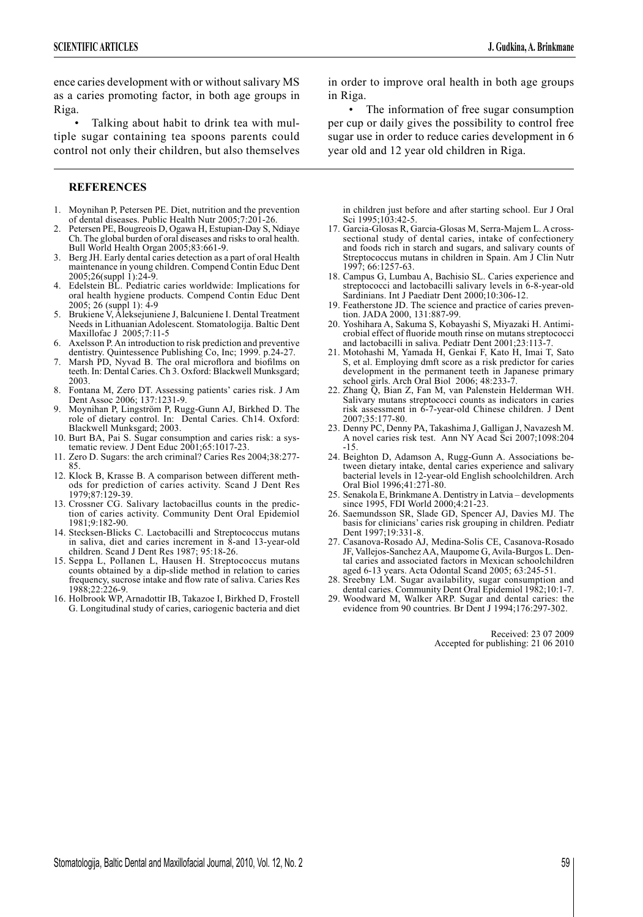ence caries development with or without salivary MS as a caries promoting factor, in both age groups in Riga.

- Talking about habit to drink tea with multiple sugar containing tea spoons parents could control not only their children, but also themselves in order to improve oral health in both age groups in Riga.
- The information of free sugar consumption per cup or daily gives the possibility to control free sugar use in order to reduce caries development in 6 year old and 12 year old children in Riga.

## REFERENCES

1. Moynihan P, Petersen PE. Diet, nutrition and the prevention of dental diseases. Public Health Nutr 2005;7:201-26.
2. Petersen PE, Bougreois D, Ogawa H, Estupian-Day S, Ndiaye Ch. The global burden of oral diseases and risks to oral health. Bull World Health Organ 2005;83:661-9.
3. Berg JH. Early dental caries detection as a part of oral Health maintenance in young children. Compend Contin Educ Dent 2005;26(suppl 1):24-9.
4. Edelstein BL. Pediatric caries worldwide: Implications for oral health hygiene products. Compend Contin Educ Dent 2005; 26 (suppl 1): 4-9
5. Brukiene V, Aleksejuniene J, Balcuniene I. Dental Treatment Needs in Lithuanian Adolescent. Stomatologija. Baltic Dent Maxillofac J 2005;7:11-5
6. Axelsson P. An introduction to risk prediction and preventive dentistry. Quintessence Publishing Co, Inc; 1999. p.24-27.
7. Marsh PD, Nyvad B. The oral microflora and biofilms on teeth. In: Dental Caries. Ch 3. Oxford: Blackwell Munksgard; 2003.
8. Fontana M, Zero DT. Assessing patients' caries risk. J Am Dent Assoc 2006; 137:1231-9.
9. Moynihan P, Lingström P, Rugg-Gunn AJ, Birkhed D. The role of dietary control. In: Dental Caries. Ch14. Oxford: Blackwell Munksgard; 2003.
10. Burt BA, Pai S. Sugar consumption and caries risk: a systematic review. J Dent Educ 2001;65:1017-23.
11. Zero D. Sugars: the arch criminal? Caries Res 2004;38:277-85.
12. Klock B, Krasse B. A comparison between different methods for prediction of caries activity. Scand J Dent Res 1979;87:129-39.
13. Crossner CG. Salivary lactobacillus counts in the prediction of caries activity. Community Dent Oral Epidemiol 1981;9:182-90.
14. Stecksen-Blicks C. Lactobacilli and Streptococcus mutans in saliva, diet and caries increment in 8-and 13-year-old children. Scand J Dent Res 1987; 95:18-26.
15. Seppa L, Pollanen L, Hausen H. Streptococcus mutans counts obtained by a dip-slide method in relation to caries frequency, sucrose intake and flow rate of saliva. Caries Res 1988;22:226-9.
16. Holbrook WP, Arnadottir IB, Takazoe I, Birkhed D, Frostell G. Longitudinal study of caries, cariogenic bacteria and diet in children just before and after starting school. Eur J Oral Sci 1995;103:42-5.
17. Garcia-Glosas R, Garcia-Glosas M, Serra-Majem L. A cross-sectional study of dental caries, intake of confectionery and foods rich in starch and sugars, and salivary counts of Streptococcus mutans in children in Spain. Am J Clin Nutr 1997; 66:1257-63.
18. Campus G, Lumbau A, Bachisio SL. Caries experience and streptococci and lactobacilli salivary levels in 6-8-year-old Sardinians. Int J Paediatr Dent 2000;10:306-12.
19. Featherstone JD. The science and practice of caries prevention. JADA 2000, 131:887-99.
20. Yoshihara A, Sakuma S, Kobayashi S, Miyazaki H. Antimicrobial effect of fluoride mouth rinse on mutans streptococci and lactobacilli in saliva. Pediatr Dent 2001;23:113-7.
21. Motohashi M, Yamada H, Genkai F, Kato H, Imai T, Sato S, et al. Employing dmft score as a risk predictor for caries development in the permanent teeth in Japanese primary school girls. Arch Oral Biol 2006; 48:233-7.
22. Zhang Q, Bian Z, Fan M, van Palenstein Helderman WH. Salivary mutans streptococci counts as indicators in caries risk assessment in 6-7-year-old Chinese children. J Dent 2007;35:177-80.
23. Denny PC, Denny PA, Takashima J, Galligan J, Navazesh M. A novel caries risk test. Ann NY Acad Sci 2007;1098:204-15.
24. Beighton D, Adamson A, Rugg-Gunn A. Associations between dietary intake, dental caries experience and salivary bacterial levels in 12-year-old English schoolchildren. Arch Oral Biol 1996;41:271-80.
25. Senakola E, Brinkmane A. Dentistry in Latvia – developments since 1995, FDI World 2000;4:21-23.
26. Saemundsson SR, Slade GD, Spencer AJ, Davies MJ. The basis for clinicians' caries risk grouping in children. Pediatr Dent 1997;19:331-8.
27. Casanova-Rosado AJ, Medina-Solis CE, Casanova-Rosado JF, Vallejos-Sanchez AA, Maupome G, Avila-Burgos L. Dental caries and associated factors in Mexican schoolchildren aged 6-13 years. Acta Odontal Scand 2005; 63:245-51.
28. Sreebny LM. Sugar availability, sugar consumption and dental caries. Community Dent Oral Epidemiol 1982;10:1-7.
29. Woodward M, Walker ARP. Sugar and dental caries: the evidence from 90 countries. Br Dent J 1994;176:297-302.

Received: 23 07 2009
Accepted for publishing: 21 06 2010